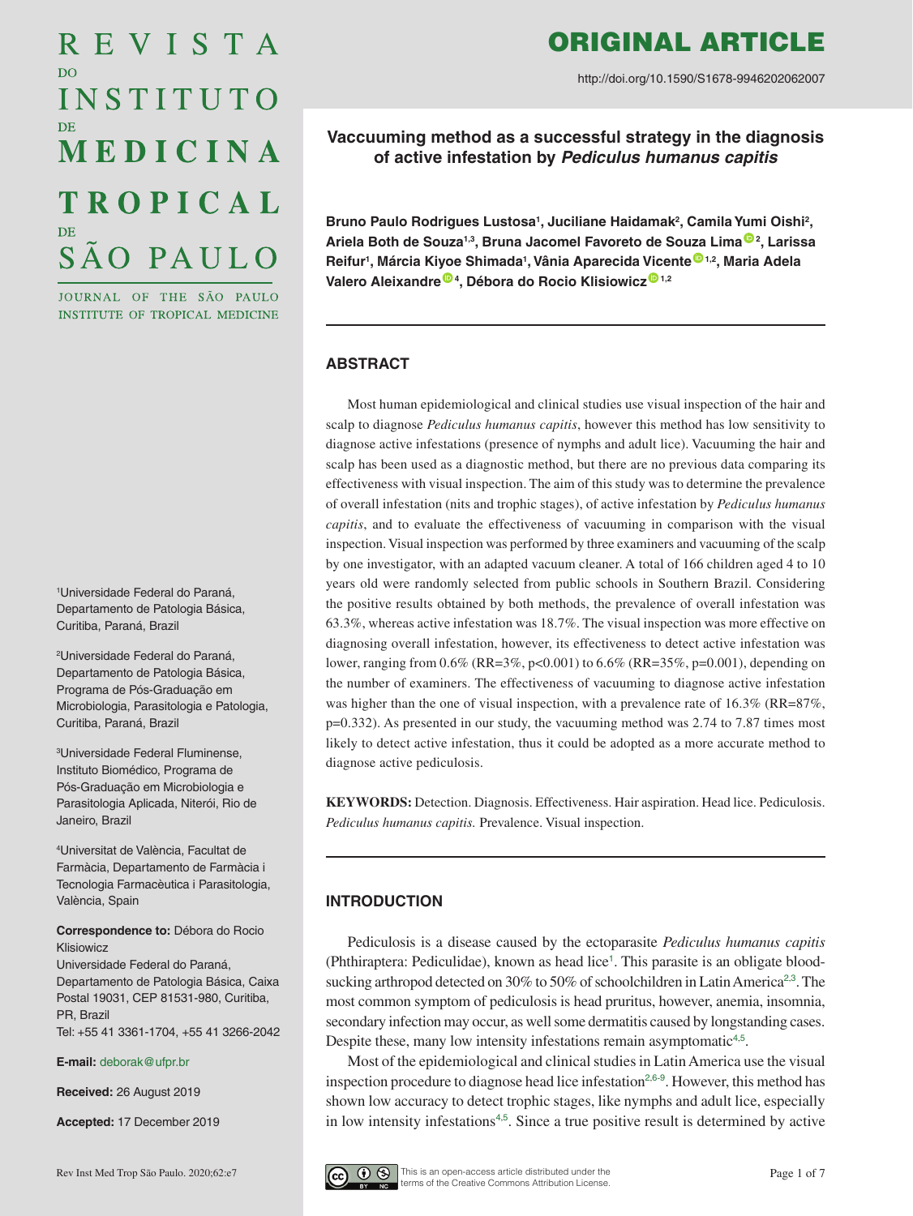REVISTA DO INSTITUTO DE MEDICINA TROPICAL DE SÃO PAULO

JOURNAL OF THE SÃO PAULO INSTITUTE OF TROPICAL MEDICINE

# ORIGINAL ARTICLE

http://doi.org/10.1590/S1678-9946202062007

## Vaccuuming method as a successful strategy in the diagnosis of active infestation by *Pediculus humanus capitis*

**Bruno Paulo Rodrigues Lustosa[1], Juciliane Haidamak[2], Camila Yumi Oishi[2], Ariela Both de Souza[1,3], Bruna Jacomel Favoreto de Souza Lima[2], Larissa Reifur[1], Márcia Kiyoe Shimada[1], Vânia Aparecida Vicente[1,2], Maria Adela Valero Aleixandre[4], Débora do Rocio Klisiowicz[1,2]**

[1]Universidade Federal do Paraná, Departamento de Patologia Básica, Curitiba, Paraná, Brazil

[2]Universidade Federal do Paraná, Departamento de Patologia Básica, Programa de Pós-Graduação em Microbiologia, Parasitologia e Patologia, Curitiba, Paraná, Brazil

[3]Universidade Federal Fluminense, Instituto Biomédico, Programa de Pós-Graduação em Microbiologia e Parasitologia Aplicada, Niterói, Rio de Janeiro, Brazil

[4]Universitat de València, Facultat de Farmàcia, Departamento de Farmàcia i Tecnologia Farmacèutica i Parasitologia, València, Spain

**Correspondence to:** Débora do Rocio Klisiowicz
Universidade Federal do Paraná, Departamento de Patologia Básica, Caixa Postal 19031, CEP 81531-980, Curitiba, PR, Brazil
Tel: +55 41 3361-1704, +55 41 3266-2042

**E-mail:** deborak@ufpr.br

**Received:** 26 August 2019

**Accepted:** 17 December 2019

## ABSTRACT

Most human epidemiological and clinical studies use visual inspection of the hair and scalp to diagnose *Pediculus humanus capitis*, however this method has low sensitivity to diagnose active infestations (presence of nymphs and adult lice). Vacuuming the hair and scalp has been used as a diagnostic method, but there are no previous data comparing its effectiveness with visual inspection. The aim of this study was to determine the prevalence of overall infestation (nits and trophic stages), of active infestation by *Pediculus humanus capitis*, and to evaluate the effectiveness of vacuuming in comparison with the visual inspection. Visual inspection was performed by three examiners and vacuuming of the scalp by one investigator, with an adapted vacuum cleaner. A total of 166 children aged 4 to 10 years old were randomly selected from public schools in Southern Brazil. Considering the positive results obtained by both methods, the prevalence of overall infestation was 63.3%, whereas active infestation was 18.7%. The visual inspection was more effective on diagnosing overall infestation, however, its effectiveness to detect active infestation was lower, ranging from 0.6% (RR=3%, $p<0.001$) to 6.6% (RR=35%, $p=0.001$), depending on the number of examiners. The effectiveness of vacuuming to diagnose active infestation was higher than the one of visual inspection, with a prevalence rate of 16.3% (RR=87%, $p=0.332$). As presented in our study, the vacuuming method was 2.74 to 7.87 times most likely to detect active infestation, thus it could be adopted as a more accurate method to diagnose active pediculosis.

**KEYWORDS:** Detection. Diagnosis. Effectiveness. Hair aspiration. Head lice. Pediculosis. *Pediculus humanus capitis.* Prevalence. Visual inspection.

## INTRODUCTION

Pediculosis is a disease caused by the ectoparasite *Pediculus humanus capitis* (Phthiraptera: Pediculidae), known as head lice[1]. This parasite is an obligate blood-sucking arthropod detected on 30% to 50% of schoolchildren in Latin America[2,3]. The most common symptom of pediculosis is head pruritus, however, anemia, insomnia, secondary infection may occur, as well some dermatitis caused by longstanding cases. Despite these, many low intensity infestations remain asymptomatic[4,5].

Most of the epidemiological and clinical studies in Latin America use the visual inspection procedure to diagnose head lice infestation[2,6-9]. However, this method has shown low accuracy to detect trophic stages, like nymphs and adult lice, especially in low intensity infestations[4,5]. Since a true positive result is determined by active

This is an open-access article distributed under the terms of the Creative Commons Attribution License.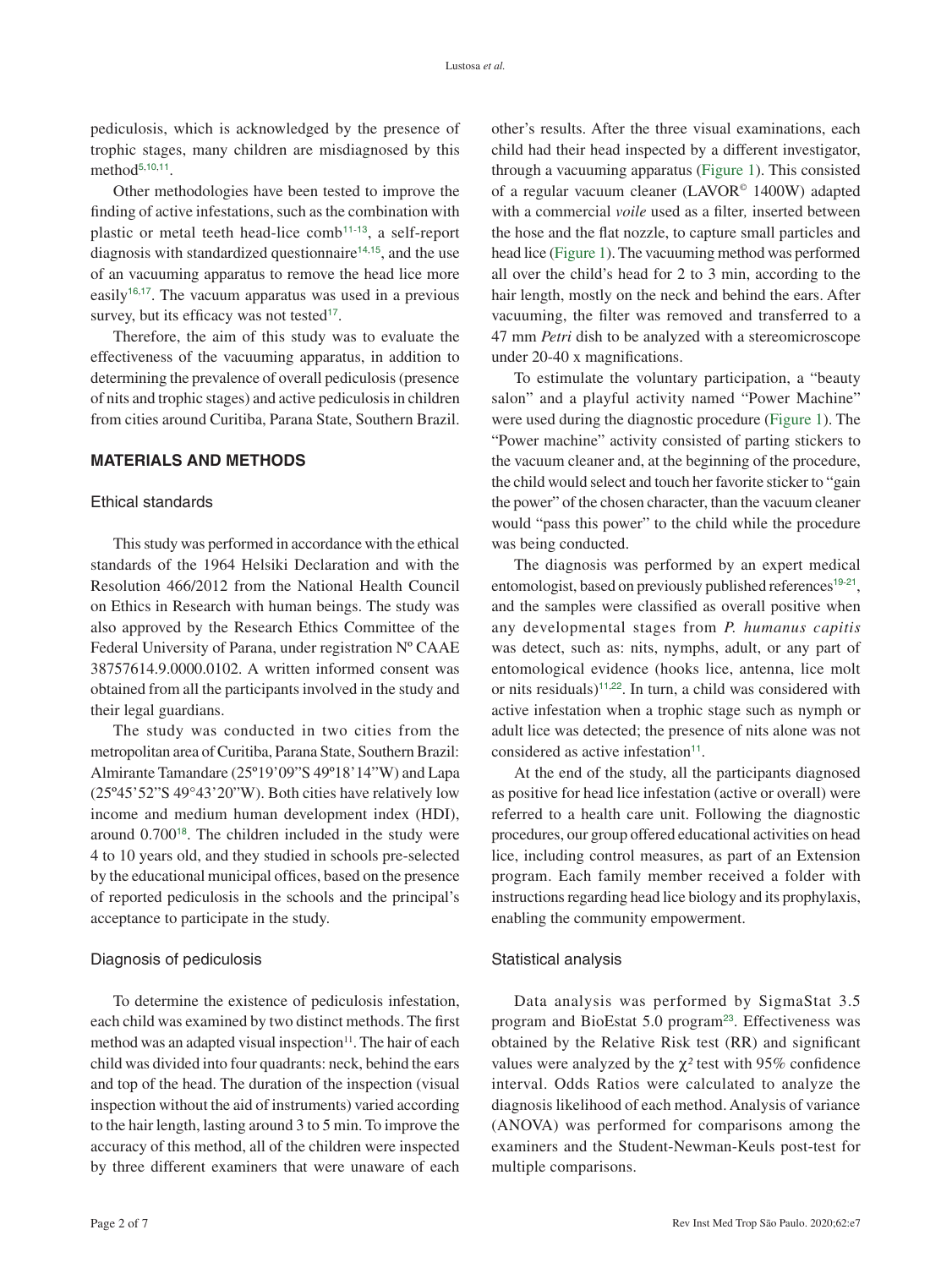pediculosis, which is acknowledged by the presence of trophic stages, many children are misdiagnosed by this method[5,10,11].

Other methodologies have been tested to improve the finding of active infestations, such as the combination with plastic or metal teeth head-lice comb[11-13], a self-report diagnosis with standardized questionnaire[14,15], and the use of an vacuuming apparatus to remove the head lice more easily[16,17]. The vacuum apparatus was used in a previous survey, but its efficacy was not tested[17].

Therefore, the aim of this study was to evaluate the effectiveness of the vacuuming apparatus, in addition to determining the prevalence of overall pediculosis (presence of nits and trophic stages) and active pediculosis in children from cities around Curitiba, Parana State, Southern Brazil.

## MATERIALS AND METHODS

### Ethical standards

This study was performed in accordance with the ethical standards of the 1964 Helsiki Declaration and with the Resolution 466/2012 from the National Health Council on Ethics in Research with human beings. The study was also approved by the Research Ethics Committee of the Federal University of Parana, under registration Nº CAAE 38757614.9.0000.0102. A written informed consent was obtained from all the participants involved in the study and their legal guardians.

The study was conducted in two cities from the metropolitan area of Curitiba, Parana State, Southern Brazil: Almirante Tamandare (25º19'09"S 49º18'14"W) and Lapa (25º45'52"S 49°43'20"W). Both cities have relatively low income and medium human development index (HDI), around 0.700[18]. The children included in the study were 4 to 10 years old, and they studied in schools pre-selected by the educational municipal offices, based on the presence of reported pediculosis in the schools and the principal's acceptance to participate in the study.

### Diagnosis of pediculosis

To determine the existence of pediculosis infestation, each child was examined by two distinct methods. The first method was an adapted visual inspection[11]. The hair of each child was divided into four quadrants: neck, behind the ears and top of the head. The duration of the inspection (visual inspection without the aid of instruments) varied according to the hair length, lasting around 3 to 5 min. To improve the accuracy of this method, all of the children were inspected by three different examiners that were unaware of each other's results. After the three visual examinations, each child had their head inspected by a different investigator, through a vacuuming apparatus (Figure 1). This consisted of a regular vacuum cleaner (LAVOR© 1400W) adapted with a commercial *voile* used as a filter, inserted between the hose and the flat nozzle, to capture small particles and head lice (Figure 1). The vacuuming method was performed all over the child's head for 2 to 3 min, according to the hair length, mostly on the neck and behind the ears. After vacuuming, the filter was removed and transferred to a 47 mm *Petri* dish to be analyzed with a stereomicroscope under 20-40 x magnifications.

To estimate the voluntary participation, a "beauty salon" and a playful activity named "Power Machine" were used during the diagnostic procedure (Figure 1). The "Power machine" activity consisted of parting stickers to the vacuum cleaner and, at the beginning of the procedure, the child would select and touch her favorite sticker to "gain the power" of the chosen character, than the vacuum cleaner would "pass this power" to the child while the procedure was being conducted.

The diagnosis was performed by an expert medical entomologist, based on previously published references[19-21], and the samples were classified as overall positive when any developmental stages from *P. humanus capitis* was detect, such as: nits, nymphs, adult, or any part of entomological evidence (hooks lice, antenna, lice molt or nits residuals)[11,22]. In turn, a child was considered with active infestation when a trophic stage such as nymph or adult lice was detected; the presence of nits alone was not considered as active infestation[11].

At the end of the study, all the participants diagnosed as positive for head lice infestation (active or overall) were referred to a health care unit. Following the diagnostic procedures, our group offered educational activities on head lice, including control measures, as part of an Extension program. Each family member received a folder with instructions regarding head lice biology and its prophylaxis, enabling the community empowerment.

### Statistical analysis

Data analysis was performed by SigmaStat 3.5 program and BioEstat 5.0 program[23]. Effectiveness was obtained by the Relative Risk test (RR) and significant values were analyzed by the $\chi^2$ test with 95% confidence interval. Odds Ratios were calculated to analyze the diagnosis likelihood of each method. Analysis of variance (ANOVA) was performed for comparisons among the examiners and the Student-Newman-Keuls post-test for multiple comparisons.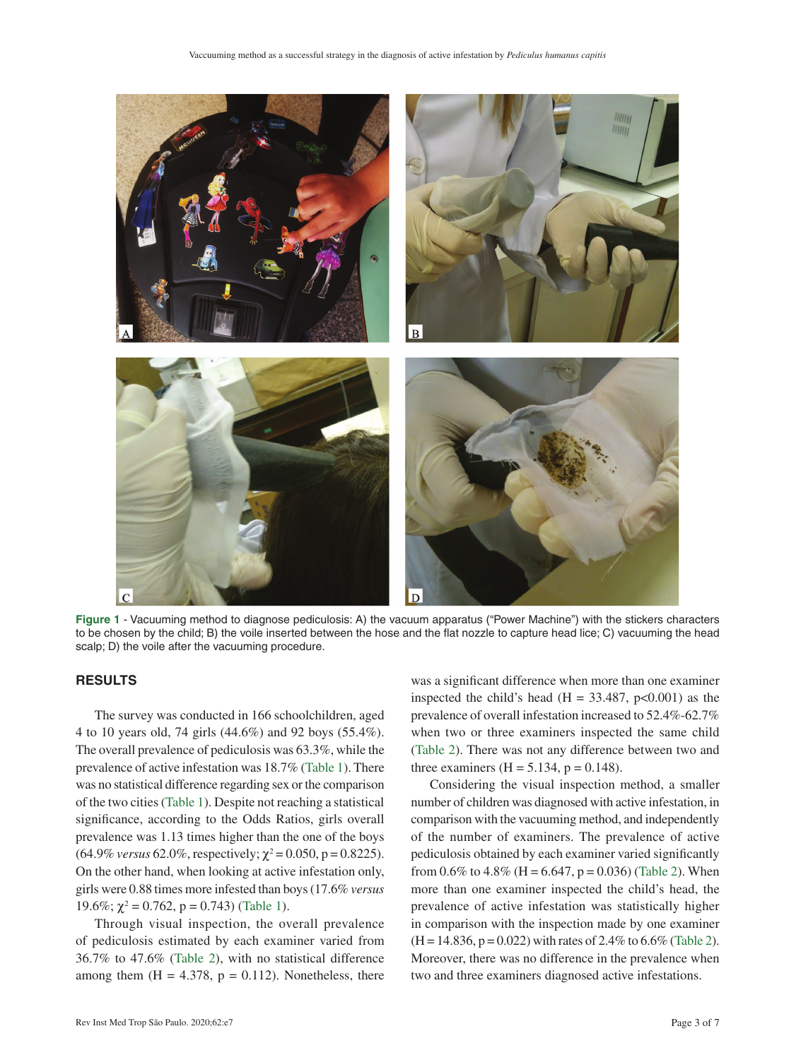Figure 1 - Vacuuming method to diagnose pediculosis: A) the vacuum apparatus ("Power Machine") with the stickers characters to be chosen by the child; B) the voile inserted between the hose and the flat nozzle to capture head lice; C) vacuuming the head scalp; D) the voile after the vacuuming procedure.

## RESULTS

The survey was conducted in 166 schoolchildren, aged 4 to 10 years old, 74 girls (44.6%) and 92 boys (55.4%). The overall prevalence of pediculosis was 63.3%, while the prevalence of active infestation was 18.7% (Table 1). There was no statistical difference regarding sex or the comparison of the two cities (Table 1). Despite not reaching a statistical significance, according to the Odds Ratios, girls overall prevalence was 1.13 times higher than the one of the boys (64.9% *versus* 62.0%, respectively; $\chi^2 = 0.050$, $p = 0.8225$). On the other hand, when looking at active infestation only, girls were 0.88 times more infested than boys (17.6% *versus* 19.6%; $\chi^2 = 0.762$, $p = 0.743$) (Table 1).

Through visual inspection, the overall prevalence of pediculosis estimated by each examiner varied from 36.7% to 47.6% (Table 2), with no statistical difference among them ($H = 4.378$, $p = 0.112$). Nonetheless, there was a significant difference when more than one examiner inspected the child's head ($H = 33.487$, $p<0.001$) as the prevalence of overall infestation increased to 52.4%-62.7% when two or three examiners inspected the same child (Table 2). There was not any difference between two and three examiners ($H = 5.134$, $p = 0.148$).

Considering the visual inspection method, a smaller number of children was diagnosed with active infestation, in comparison with the vacuuming method, and independently of the number of examiners. The prevalence of active pediculosis obtained by each examiner varied significantly from 0.6% to 4.8% ($H = 6.647$, $p = 0.036$) (Table 2). When more than one examiner inspected the child's head, the prevalence of active infestation was statistically higher in comparison with the inspection made by one examiner ($H = 14.836$, $p = 0.022$) with rates of 2.4% to 6.6% (Table 2). Moreover, there was no difference in the prevalence when two and three examiners diagnosed active infestations.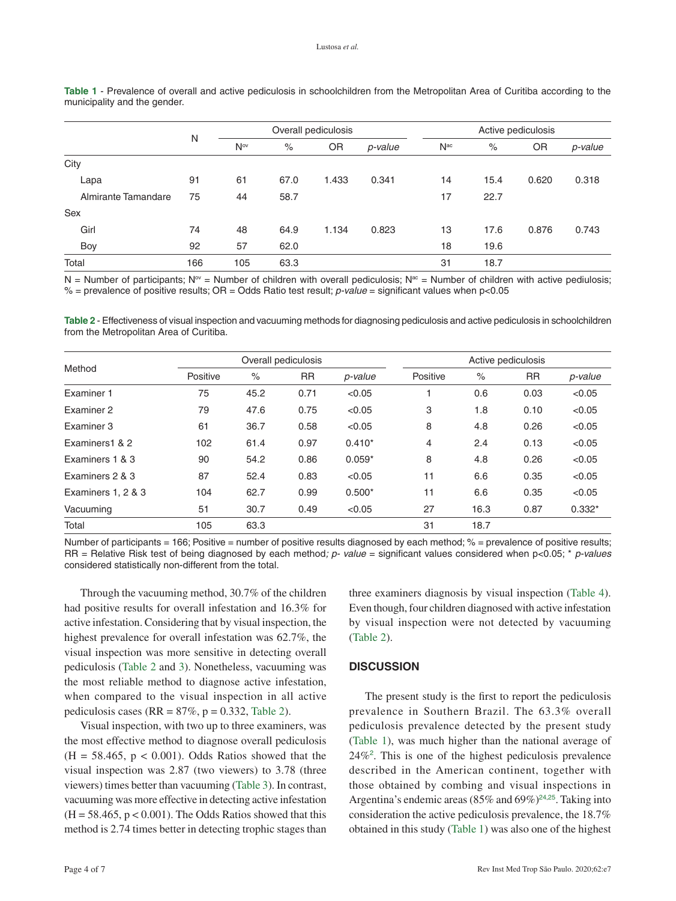**Table 1** - Prevalence of overall and active pediculosis in schoolchildren from the Metropolitan Area of Curitiba according to the municipality and the gender.

| | N | Overall pediculosis | | | | Active pediculosis | | | |
|---|---|---|---|---|---|---|---|---|---|
| | | $N^{ov}$ | % | OR | *p-value* | $N^{ac}$ | % | OR | *p-value* |
| City | | | | | | | | | |
| Lapa | 91 | 61 | 67.0 | 1.433 | 0.341 | 14 | 15.4 | 0.620 | 0.318 |
| Almirante Tamandare | 75 | 44 | 58.7 | | | 17 | 22.7 | | |
| Sex | | | | | | | | | |
| Girl | 74 | 48 | 64.9 | 1.134 | 0.823 | 13 | 17.6 | 0.876 | 0.743 |
| Boy | 92 | 57 | 62.0 | | | 18 | 19.6 | | |
| Total | 166 | 105 | 63.3 | | | 31 | 18.7 | | |

N = Number of participants; $N^{ov}$ = Number of children with overall pediculosis; $N^{ac}$ = Number of children with active pediulosis; % = prevalence of positive results; OR = Odds Ratio test result; *p-value* = significant values when p<0.05

**Table 2** - Effectiveness of visual inspection and vacuuming methods for diagnosing pediculosis and active pediculosis in schoolchildren from the Metropolitan Area of Curitiba.

| Method | Overall pediculosis | | | | Active pediculosis | | | |
|---|---|---|---|---|---|---|---|---|
| | Positive | % | RR | *p-value* | Positive | % | RR | *p-value* |
| Examiner 1 | 75 | 45.2 | 0.71 | <0.05 | 1 | 0.6 | 0.03 | <0.05 |
| Examiner 2 | 79 | 47.6 | 0.75 | <0.05 | 3 | 1.8 | 0.10 | <0.05 |
| Examiner 3 | 61 | 36.7 | 0.58 | <0.05 | 8 | 4.8 | 0.26 | <0.05 |
| Examiners1 & 2 | 102 | 61.4 | 0.97 | 0.410* | 4 | 2.4 | 0.13 | <0.05 |
| Examiners 1 & 3 | 90 | 54.2 | 0.86 | 0.059* | 8 | 4.8 | 0.26 | <0.05 |
| Examiners 2 & 3 | 87 | 52.4 | 0.83 | <0.05 | 11 | 6.6 | 0.35 | <0.05 |
| Examiners 1, 2 & 3 | 104 | 62.7 | 0.99 | 0.500* | 11 | 6.6 | 0.35 | <0.05 |
| Vacuuming | 51 | 30.7 | 0.49 | <0.05 | 27 | 16.3 | 0.87 | 0.332* |
| Total | 105 | 63.3 | | | 31 | 18.7 | | |

Number of participants = 166; Positive = number of positive results diagnosed by each method; % = prevalence of positive results; RR = Relative Risk test of being diagnosed by each method*; p- value* = significant values considered when p<0.05; * *p-values* considered statistically non-different from the total.

Through the vacuuming method, 30.7% of the children had positive results for overall infestation and 16.3% for active infestation. Considering that by visual inspection, the highest prevalence for overall infestation was 62.7%, the visual inspection was more sensitive in detecting overall pediculosis (Table 2 and 3). Nonetheless, vacuuming was the most reliable method to diagnose active infestation, when compared to the visual inspection in all active pediculosis cases (RR = 87%, p = 0.332, Table 2).

Visual inspection, with two up to three examiners, was the most effective method to diagnose overall pediculosis (H = 58.465, p < 0.001). Odds Ratios showed that the visual inspection was 2.87 (two viewers) to 3.78 (three viewers) times better than vacuuming (Table 3). In contrast, vacuuming was more effective in detecting active infestation (H = 58.465, p < 0.001). The Odds Ratios showed that this method is 2.74 times better in detecting trophic stages than three examiners diagnosis by visual inspection (Table 4). Even though, four children diagnosed with active infestation by visual inspection were not detected by vacuuming (Table 2).

## DISCUSSION

The present study is the first to report the pediculosis prevalence in Southern Brazil. The 63.3% overall pediculosis prevalence detected by the present study (Table 1), was much higher than the national average of 24%[2]. This is one of the highest pediculosis prevalence described in the American continent, together with those obtained by combing and visual inspections in Argentina's endemic areas (85% and 69%)[24,25]. Taking into consideration the active pediculosis prevalence, the 18.7% obtained in this study (Table 1) was also one of the highest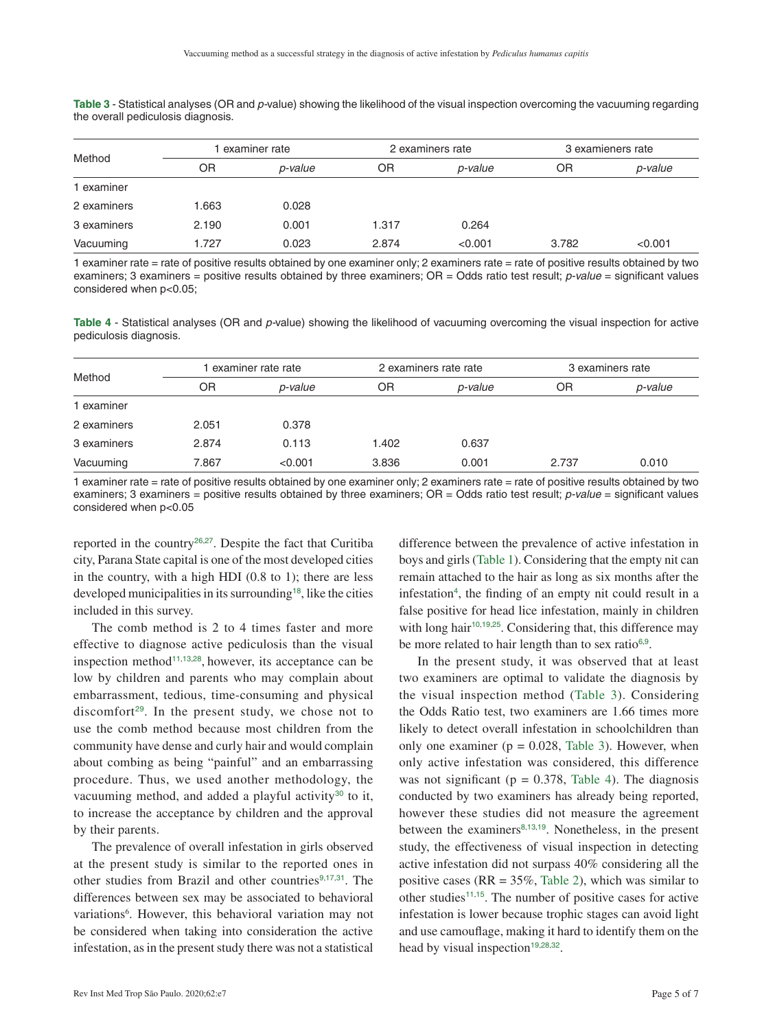**Table 3** - Statistical analyses (OR and *p*-value) showing the likelihood of the visual inspection overcoming the vacuuming regarding the overall pediculosis diagnosis.

| Method | 1 examiner rate | | 2 examiners rate | | 3 examieners rate | |
|---|---|---|---|---|---|---|
| | OR | *p-value* | OR | *p-value* | OR | *p-value* |
| 1 examiner | | | | | | |
| 2 examiners | 1.663 | 0.028 | | | | |
| 3 examiners | 2.190 | 0.001 | 1.317 | 0.264 | | |
| Vacuuming | 1.727 | 0.023 | 2.874 | <0.001 | 3.782 | <0.001 |

1 examiner rate = rate of positive results obtained by one examiner only; 2 examiners rate = rate of positive results obtained by two examiners; 3 examiners = positive results obtained by three examiners; OR = Odds ratio test result; *p-value* = significant values considered when p<0.05;

**Table 4** - Statistical analyses (OR and *p*-value) showing the likelihood of vacuuming overcoming the visual inspection for active pediculosis diagnosis.

| Method | 1 examiner rate rate | | 2 examiners rate rate | | 3 examiners rate | |
|---|---|---|---|---|---|---|
| | OR | *p-value* | OR | *p-value* | OR | *p-value* |
| 1 examiner | | | | | | |
| 2 examiners | 2.051 | 0.378 | | | | |
| 3 examiners | 2.874 | 0.113 | 1.402 | 0.637 | | |
| Vacuuming | 7.867 | <0.001 | 3.836 | 0.001 | 2.737 | 0.010 |

1 examiner rate = rate of positive results obtained by one examiner only; 2 examiners rate = rate of positive results obtained by two examiners; 3 examiners = positive results obtained by three examiners; OR = Odds ratio test result; *p-value* = significant values considered when p<0.05

reported in the country[26,27]. Despite the fact that Curitiba city, Parana State capital is one of the most developed cities in the country, with a high HDI (0.8 to 1); there are less developed municipalities in its surrounding[18], like the cities included in this survey.

The comb method is 2 to 4 times faster and more effective to diagnose active pediculosis than the visual inspection method[11,13,28], however, its acceptance can be low by children and parents who may complain about embarrassment, tedious, time-consuming and physical discomfort[29]. In the present study, we chose not to use the comb method because most children from the community have dense and curly hair and would complain about combing as being "painful" and an embarrassing procedure. Thus, we used another methodology, the vacuuming method, and added a playful activity[30] to it, to increase the acceptance by children and the approval by their parents.

The prevalence of overall infestation in girls observed at the present study is similar to the reported ones in other studies from Brazil and other countries[9,17,31]. The differences between sex may be associated to behavioral variations[6]. However, this behavioral variation may not be considered when taking into consideration the active infestation, as in the present study there was not a statistical difference between the prevalence of active infestation in boys and girls (Table 1). Considering that the empty nit can remain attached to the hair as long as six months after the infestation[4], the finding of an empty nit could result in a false positive for head lice infestation, mainly in children with long hair[10,19,25]. Considering that, this difference may be more related to hair length than to sex ratio[6,9].

In the present study, it was observed that at least two examiners are optimal to validate the diagnosis by the visual inspection method (Table 3). Considering the Odds Ratio test, two examiners are 1.66 times more likely to detect overall infestation in schoolchildren than only one examiner (p = 0.028, Table 3). However, when only active infestation was considered, this difference was not significant (p = 0.378, Table 4). The diagnosis conducted by two examiners has already being reported, however these studies did not measure the agreement between the examiners[8,13,19]. Nonetheless, in the present study, the effectiveness of visual inspection in detecting active infestation did not surpass 40% considering all the positive cases (RR = 35%, Table 2), which was similar to other studies[11,15]. The number of positive cases for active infestation is lower because trophic stages can avoid light and use camouflage, making it hard to identify them on the head by visual inspection[19,28,32].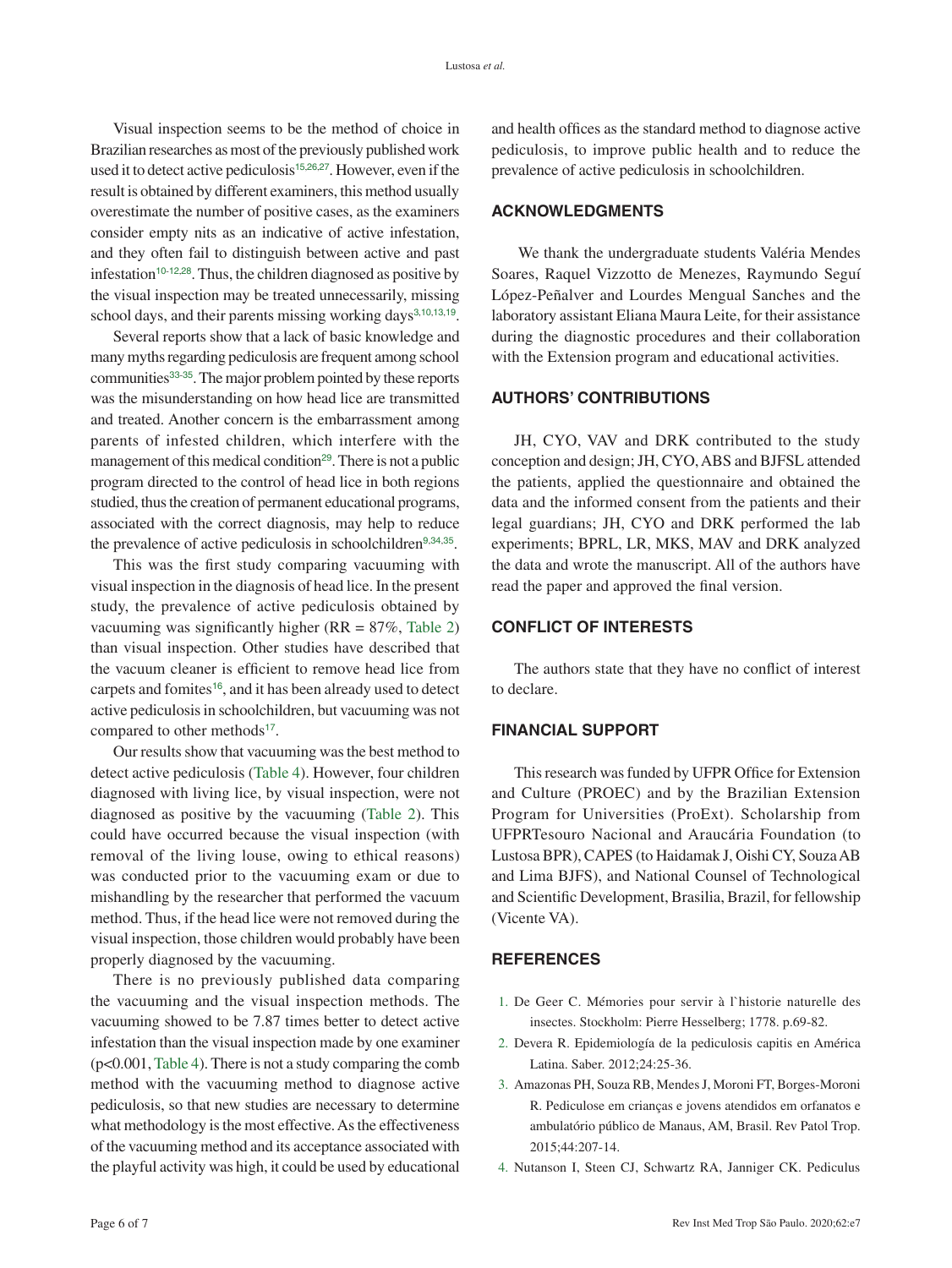Visual inspection seems to be the method of choice in Brazilian researches as most of the previously published work used it to detect active pediculosis[15,26,27]. However, even if the result is obtained by different examiners, this method usually overestimate the number of positive cases, as the examiners consider empty nits as an indicative of active infestation, and they often fail to distinguish between active and past infestation[10-12,28]. Thus, the children diagnosed as positive by the visual inspection may be treated unnecessarily, missing school days, and their parents missing working days[3,10,13,19].

Several reports show that a lack of basic knowledge and many myths regarding pediculosis are frequent among school communities[33-35]. The major problem pointed by these reports was the misunderstanding on how head lice are transmitted and treated. Another concern is the embarrassment among parents of infested children, which interfere with the management of this medical condition[29]. There is not a public program directed to the control of head lice in both regions studied, thus the creation of permanent educational programs, associated with the correct diagnosis, may help to reduce the prevalence of active pediculosis in schoolchildren[9,34,35].

This was the first study comparing vacuuming with visual inspection in the diagnosis of head lice. In the present study, the prevalence of active pediculosis obtained by vacuuming was significantly higher (RR = 87%, Table 2) than visual inspection. Other studies have described that the vacuum cleaner is efficient to remove head lice from carpets and fomites[16], and it has been already used to detect active pediculosis in schoolchildren, but vacuuming was not compared to other methods[17].

Our results show that vacuuming was the best method to detect active pediculosis (Table 4). However, four children diagnosed with living lice, by visual inspection, were not diagnosed as positive by the vacuuming (Table 2). This could have occurred because the visual inspection (with removal of the living louse, owing to ethical reasons) was conducted prior to the vacuuming exam or due to mishandling by the researcher that performed the vacuum method. Thus, if the head lice were not removed during the visual inspection, those children would probably have been properly diagnosed by the vacuuming.

There is no previously published data comparing the vacuuming and the visual inspection methods. The vacuuming showed to be 7.87 times better to detect active infestation than the visual inspection made by one examiner ($p<0.001$, Table 4). There is not a study comparing the comb method with the vacuuming method to diagnose active pediculosis, so that new studies are necessary to determine what methodology is the most effective. As the effectiveness of the vacuuming method and its acceptance associated with the playful activity was high, it could be used by educational and health offices as the standard method to diagnose active pediculosis, to improve public health and to reduce the prevalence of active pediculosis in schoolchildren.

## ACKNOWLEDGMENTS

We thank the undergraduate students Valéria Mendes Soares, Raquel Vizzotto de Menezes, Raymundo Seguí López-Peñalver and Lourdes Mengual Sanches and the laboratory assistant Eliana Maura Leite, for their assistance during the diagnostic procedures and their collaboration with the Extension program and educational activities.

## AUTHORS' CONTRIBUTIONS

JH, CYO, VAV and DRK contributed to the study conception and design; JH, CYO, ABS and BJFSL attended the patients, applied the questionnaire and obtained the data and the informed consent from the patients and their legal guardians; JH, CYO and DRK performed the lab experiments; BPRL, LR, MKS, MAV and DRK analyzed the data and wrote the manuscript. All of the authors have read the paper and approved the final version.

## CONFLICT OF INTERESTS

The authors state that they have no conflict of interest to declare.

## FINANCIAL SUPPORT

This research was funded by UFPR Office for Extension and Culture (PROEC) and by the Brazilian Extension Program for Universities (ProExt). Scholarship from UFPRTesouro Nacional and Araucária Foundation (to Lustosa BPR), CAPES (to Haidamak J, Oishi CY, Souza AB and Lima BJFS), and National Counsel of Technological and Scientific Development, Brasilia, Brazil, for fellowship (Vicente VA).

## REFERENCES

1. De Geer C. Mémories pour servir à l`historie naturelle des insectes. Stockholm: Pierre Hesselberg; 1778. p.69-82.
2. Devera R. Epidemiología de la pediculosis capitis en América Latina. Saber. 2012;24:25-36.
3. Amazonas PH, Souza RB, Mendes J, Moroni FT, Borges-Moroni R. Pediculose em crianças e jovens atendidos em orfanatos e ambulatório público de Manaus, AM, Brasil. Rev Patol Trop. 2015;44:207-14.
4. Nutanson I, Steen CJ, Schwartz RA, Janniger CK. Pediculus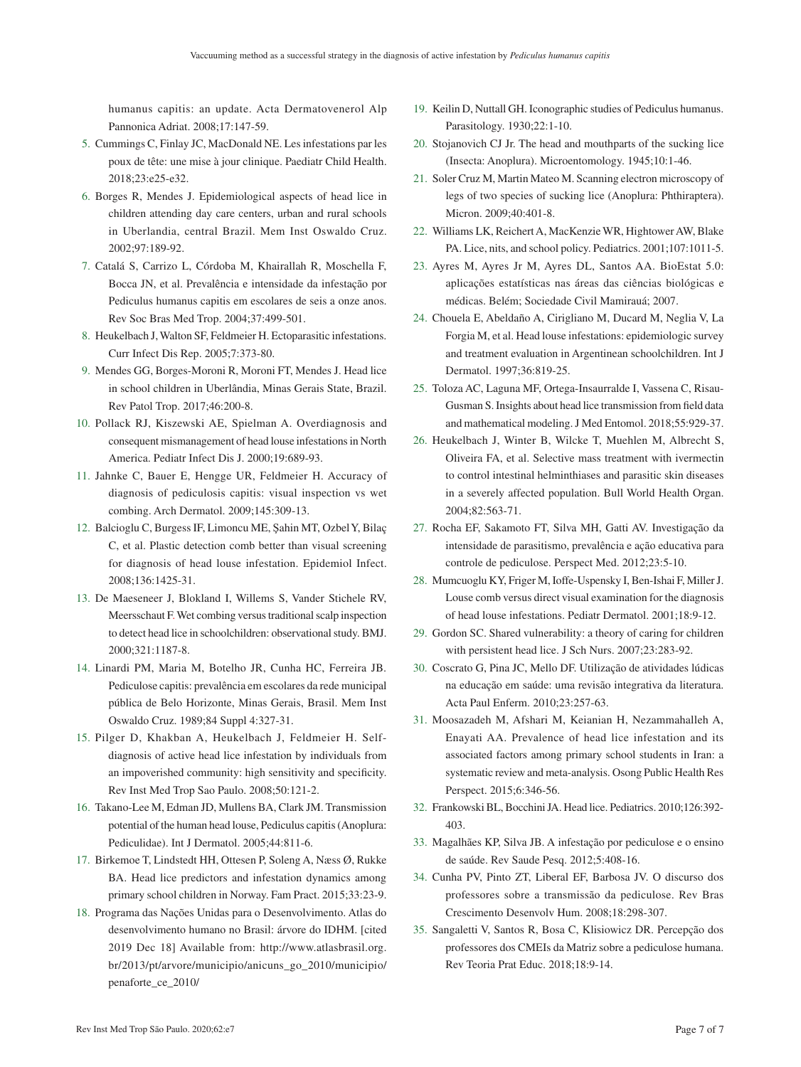humanus capitis: an update. Acta Dermatovenerol Alp Pannonica Adriat. 2008;17:147-59.

5. Cummings C, Finlay JC, MacDonald NE. Les infestations par les poux de tête: une mise à jour clinique. Paediatr Child Health. 2018;23:e25-e32.
6. Borges R, Mendes J. Epidemiological aspects of head lice in children attending day care centers, urban and rural schools in Uberlandia, central Brazil. Mem Inst Oswaldo Cruz. 2002;97:189-92.
7. Catalá S, Carrizo L, Córdoba M, Khairallah R, Moschella F, Bocca JN, et al. Prevalência e intensidade da infestação por Pediculus humanus capitis em escolares de seis a onze anos. Rev Soc Bras Med Trop. 2004;37:499-501.
8. Heukelbach J, Walton SF, Feldmeier H. Ectoparasitic infestations. Curr Infect Dis Rep. 2005;7:373-80.
9. Mendes GG, Borges-Moroni R, Moroni FT, Mendes J. Head lice in school children in Uberlândia, Minas Gerais State, Brazil. Rev Patol Trop. 2017;46:200-8.
10. Pollack RJ, Kiszewski AE, Spielman A. Overdiagnosis and consequent mismanagement of head louse infestations in North America. Pediatr Infect Dis J. 2000;19:689-93.
11. Jahnke C, Bauer E, Hengge UR, Feldmeier H. Accuracy of diagnosis of pediculosis capitis: visual inspection vs wet combing. Arch Dermatol. 2009;145:309-13.
12. Balcioglu C, Burgess IF, Limoncu ME, Şahin MT, Ozbel Y, Bilaç C, et al. Plastic detection comb better than visual screening for diagnosis of head louse infestation. Epidemiol Infect. 2008;136:1425-31.
13. De Maeseneer J, Blokland I, Willems S, Vander Stichele RV, Meersschaut F. Wet combing versus traditional scalp inspection to detect head lice in schoolchildren: observational study. BMJ. 2000;321:1187-8.
14. Linardi PM, Maria M, Botelho JR, Cunha HC, Ferreira JB. Pediculose capitis: prevalência em escolares da rede municipal pública de Belo Horizonte, Minas Gerais, Brasil. Mem Inst Oswaldo Cruz. 1989;84 Suppl 4:327-31.
15. Pilger D, Khakban A, Heukelbach J, Feldmeier H. Self-diagnosis of active head lice infestation by individuals from an impoverished community: high sensitivity and specificity. Rev Inst Med Trop Sao Paulo. 2008;50:121-2.
16. Takano-Lee M, Edman JD, Mullens BA, Clark JM. Transmission potential of the human head louse, Pediculus capitis (Anoplura: Pediculidae). Int J Dermatol. 2005;44:811-6.
17. Birkemoe T, Lindstedt HH, Ottesen P, Soleng A, Næss Ø, Rukke BA. Head lice predictors and infestation dynamics among primary school children in Norway. Fam Pract. 2015;33:23-9.
18. Programa das Nações Unidas para o Desenvolvimento. Atlas do desenvolvimento humano no Brasil: árvore do IDHM. [cited 2019 Dec 18] Available from: http://www.atlasbrasil.org.br/2013/pt/arvore/municipio/anicuns_go_2010/municipio/penaforte_ce_2010/
19. Keilin D, Nuttall GH. Iconographic studies of Pediculus humanus. Parasitology. 1930;22:1-10.
20. Stojanovich CJ Jr. The head and mouthparts of the sucking lice (Insecta: Anoplura). Microentomology. 1945;10:1-46.
21. Soler Cruz M, Martin Mateo M. Scanning electron microscopy of legs of two species of sucking lice (Anoplura: Phthiraptera). Micron. 2009;40:401-8.
22. Williams LK, Reichert A, MacKenzie WR, Hightower AW, Blake PA. Lice, nits, and school policy. Pediatrics. 2001;107:1011-5.
23. Ayres M, Ayres Jr M, Ayres DL, Santos AA. BioEstat 5.0: aplicações estatísticas nas áreas das ciências biológicas e médicas. Belém; Sociedade Civil Mamirauá; 2007.
24. Chouela E, Abeldaño A, Cirigliano M, Ducard M, Neglia V, La Forgia M, et al. Head louse infestations: epidemiologic survey and treatment evaluation in Argentinean schoolchildren. Int J Dermatol. 1997;36:819-25.
25. Toloza AC, Laguna MF, Ortega-Insaurralde I, Vassena C, Risau-Gusman S. Insights about head lice transmission from field data and mathematical modeling. J Med Entomol. 2018;55:929-37.
26. Heukelbach J, Winter B, Wilcke T, Muehlen M, Albrecht S, Oliveira FA, et al. Selective mass treatment with ivermectin to control intestinal helminthiases and parasitic skin diseases in a severely affected population. Bull World Health Organ. 2004;82:563-71.
27. Rocha EF, Sakamoto FT, Silva MH, Gatti AV. Investigação da intensidade de parasitismo, prevalência e ação educativa para controle de pediculose. Perspect Med. 2012;23:5-10.
28. Mumcuoglu KY, Friger M, Ioffe-Uspensky I, Ben-Ishai F, Miller J. Louse comb versus direct visual examination for the diagnosis of head louse infestations. Pediatr Dermatol. 2001;18:9-12.
29. Gordon SC. Shared vulnerability: a theory of caring for children with persistent head lice. J Sch Nurs. 2007;23:283-92.
30. Coscrato G, Pina JC, Mello DF. Utilização de atividades lúdicas na educação em saúde: uma revisão integrativa da literatura. Acta Paul Enferm. 2010;23:257-63.
31. Moosazadeh M, Afshari M, Keianian H, Nezammahalleh A, Enayati AA. Prevalence of head lice infestation and its associated factors among primary school students in Iran: a systematic review and meta-analysis. Osong Public Health Res Perspect. 2015;6:346-56.
32. Frankowski BL, Bocchini JA. Head lice. Pediatrics. 2010;126:392-403.
33. Magalhães KP, Silva JB. A infestação por pediculose e o ensino de saúde. Rev Saude Pesq. 2012;5:408-16.
34. Cunha PV, Pinto ZT, Liberal EF, Barbosa JV. O discurso dos professores sobre a transmissão da pediculose. Rev Bras Crescimento Desenvolv Hum. 2008;18:298-307.
35. Sangaletti V, Santos R, Bosa C, Klisiowicz DR. Percepção dos professores dos CMEIs da Matriz sobre a pediculose humana. Rev Teoria Prat Educ. 2018;18:9-14.